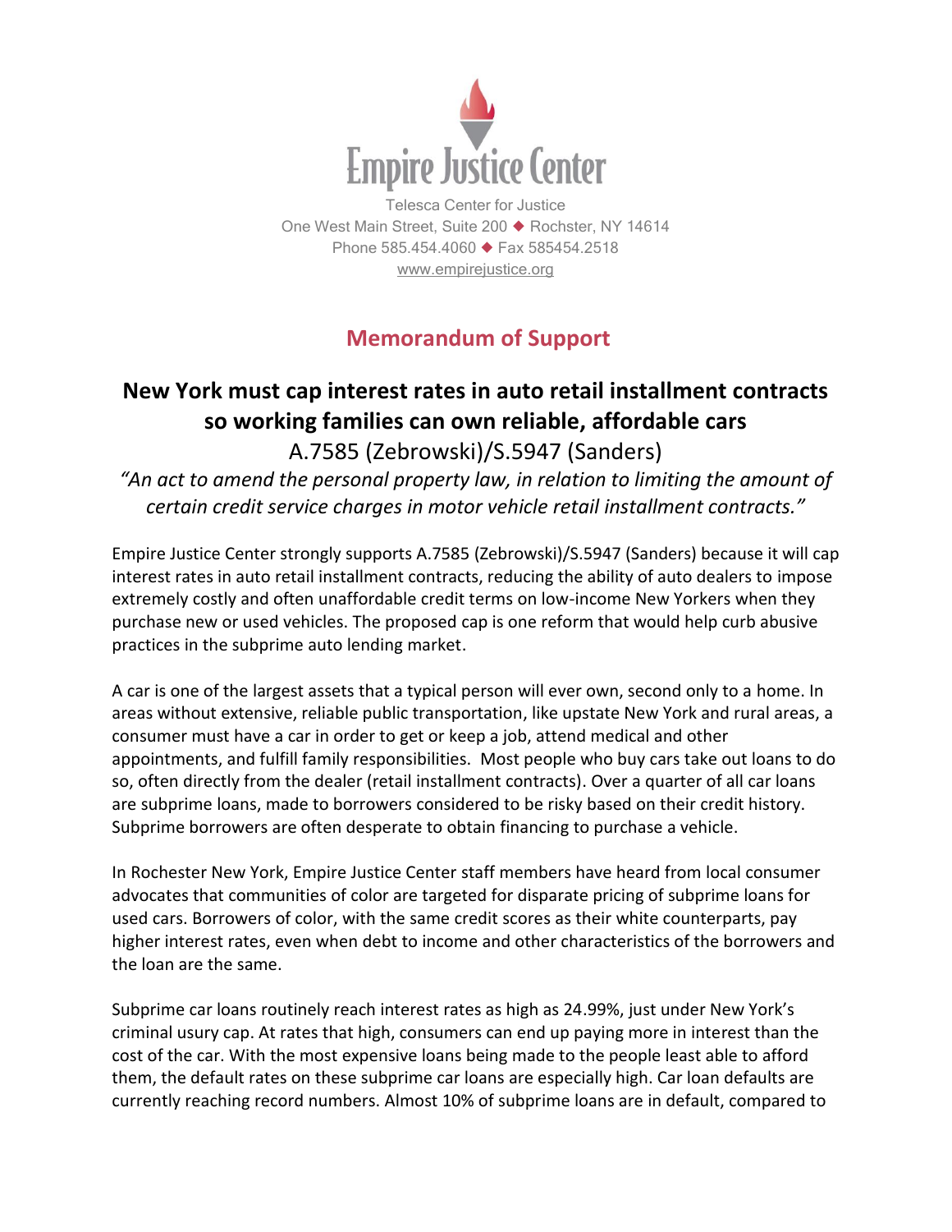**Empire Justice Center**

Telesca Center for Justice
One West Main Street, Suite 200 ◆ Rochster, NY 14614
Phone 585.454.4060 ◆ Fax 585454.2518
www.empirejustice.org

## Memorandum of Support

# New York must cap interest rates in auto retail installment contracts so working families can own reliable, affordable cars

A.7585 (Zebrowski)/S.5947 (Sanders)

*"An act to amend the personal property law, in relation to limiting the amount of certain credit service charges in motor vehicle retail installment contracts."*

Empire Justice Center strongly supports A.7585 (Zebrowski)/S.5947 (Sanders) because it will cap interest rates in auto retail installment contracts, reducing the ability of auto dealers to impose extremely costly and often unaffordable credit terms on low-income New Yorkers when they purchase new or used vehicles. The proposed cap is one reform that would help curb abusive practices in the subprime auto lending market.

A car is one of the largest assets that a typical person will ever own, second only to a home. In areas without extensive, reliable public transportation, like upstate New York and rural areas, a consumer must have a car in order to get or keep a job, attend medical and other appointments, and fulfill family responsibilities. Most people who buy cars take out loans to do so, often directly from the dealer (retail installment contracts). Over a quarter of all car loans are subprime loans, made to borrowers considered to be risky based on their credit history. Subprime borrowers are often desperate to obtain financing to purchase a vehicle.

In Rochester New York, Empire Justice Center staff members have heard from local consumer advocates that communities of color are targeted for disparate pricing of subprime loans for used cars. Borrowers of color, with the same credit scores as their white counterparts, pay higher interest rates, even when debt to income and other characteristics of the borrowers and the loan are the same.

Subprime car loans routinely reach interest rates as high as 24.99%, just under New York's criminal usury cap. At rates that high, consumers can end up paying more in interest than the cost of the car. With the most expensive loans being made to the people least able to afford them, the default rates on these subprime car loans are especially high. Car loan defaults are currently reaching record numbers. Almost 10% of subprime loans are in default, compared to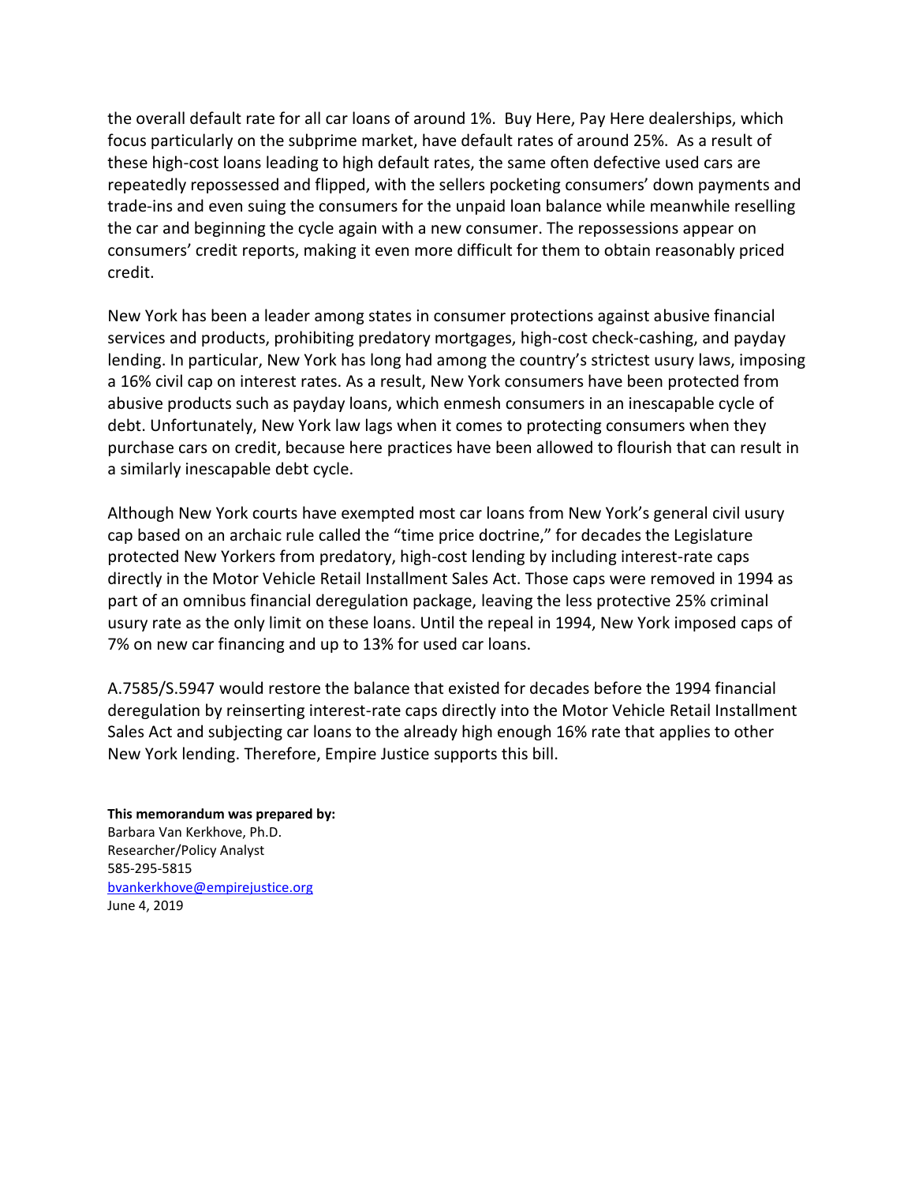the overall default rate for all car loans of around 1%. Buy Here, Pay Here dealerships, which focus particularly on the subprime market, have default rates of around 25%. As a result of these high-cost loans leading to high default rates, the same often defective used cars are repeatedly repossessed and flipped, with the sellers pocketing consumers' down payments and trade-ins and even suing the consumers for the unpaid loan balance while meanwhile reselling the car and beginning the cycle again with a new consumer. The repossessions appear on consumers' credit reports, making it even more difficult for them to obtain reasonably priced credit.

New York has been a leader among states in consumer protections against abusive financial services and products, prohibiting predatory mortgages, high-cost check-cashing, and payday lending. In particular, New York has long had among the country's strictest usury laws, imposing a 16% civil cap on interest rates. As a result, New York consumers have been protected from abusive products such as payday loans, which enmesh consumers in an inescapable cycle of debt. Unfortunately, New York law lags when it comes to protecting consumers when they purchase cars on credit, because here practices have been allowed to flourish that can result in a similarly inescapable debt cycle.

Although New York courts have exempted most car loans from New York's general civil usury cap based on an archaic rule called the "time price doctrine," for decades the Legislature protected New Yorkers from predatory, high-cost lending by including interest-rate caps directly in the Motor Vehicle Retail Installment Sales Act. Those caps were removed in 1994 as part of an omnibus financial deregulation package, leaving the less protective 25% criminal usury rate as the only limit on these loans. Until the repeal in 1994, New York imposed caps of 7% on new car financing and up to 13% for used car loans.

A.7585/S.5947 would restore the balance that existed for decades before the 1994 financial deregulation by reinserting interest-rate caps directly into the Motor Vehicle Retail Installment Sales Act and subjecting car loans to the already high enough 16% rate that applies to other New York lending. Therefore, Empire Justice supports this bill.

**This memorandum was prepared by:**
Barbara Van Kerkhove, Ph.D.
Researcher/Policy Analyst
585-295-5815
bvankerkhove@empirejustice.org
June 4, 2019